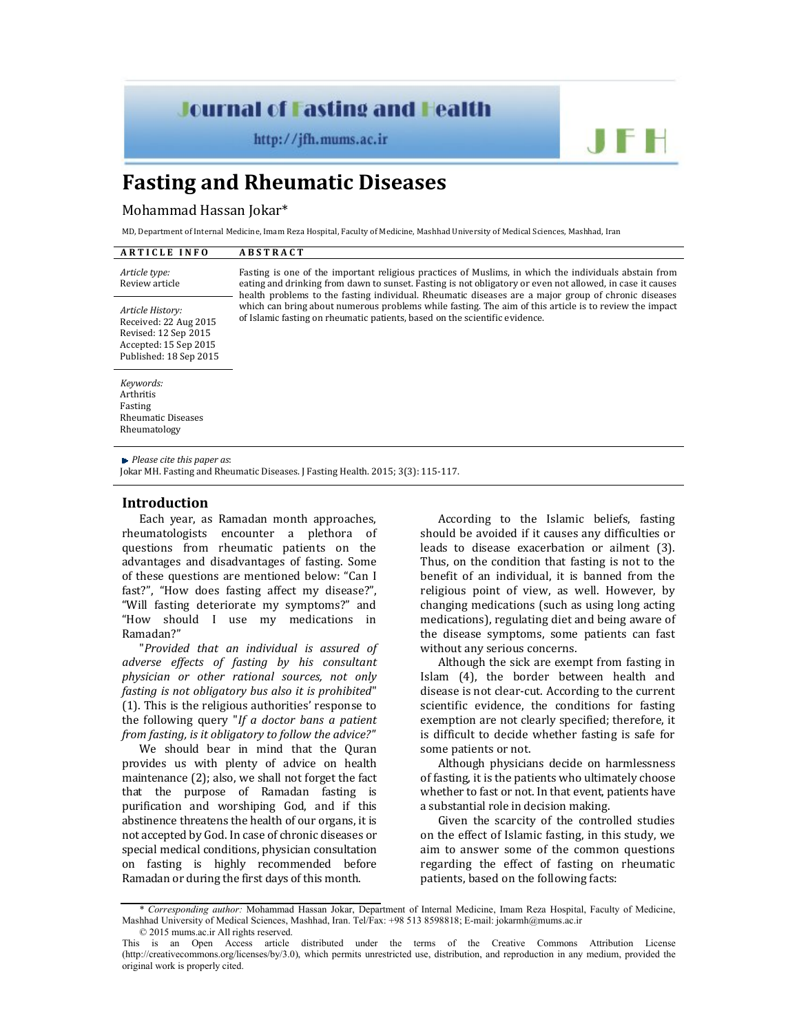# Fasting and Rheumatic Diseases

Mohammad Hassan Jokar*

MD, Department of Internal Medicine, Imam Reza Hospital, Faculty of Medicine, Mashhad University of Medical Sciences, Mashhad, Iran

**ARTICLE INFO**

*Article type:*
Review article

*Article History:*
Received: 22 Aug 2015
Revised: 12 Sep 2015
Accepted: 15 Sep 2015
Published: 18 Sep 2015

*Keywords:*
Arthritis
Fasting
Rheumatic Diseases
Rheumatology

**ABSTRACT**

Fasting is one of the important religious practices of Muslims, in which the individuals abstain from eating and drinking from dawn to sunset. Fasting is not obligatory or even not allowed, in case it causes health problems to the fasting individual. Rheumatic diseases are a major group of chronic diseases which can bring about numerous problems while fasting. The aim of this article is to review the impact of Islamic fasting on rheumatic patients, based on the scientific evidence.

*Please cite this paper as*:
Jokar MH. Fasting and Rheumatic Diseases. J Fasting Health. 2015; 3(3): 115-117.

## Introduction

Each year, as Ramadan month approaches, rheumatologists encounter a plethora of questions from rheumatic patients on the advantages and disadvantages of fasting. Some of these questions are mentioned below: "Can I fast?", "How does fasting affect my disease?", "Will fasting deteriorate my symptoms?" and "How should I use my medications in Ramadan?"

"*Provided that an individual is assured of adverse effects of fasting by his consultant physician or other rational sources, not only fasting is not obligatory bus also it is prohibited*" (1). This is the religious authorities' response to the following query "*If a doctor bans a patient from fasting, is it obligatory to follow the advice?*"

We should bear in mind that the Quran provides us with plenty of advice on health maintenance (2); also, we shall not forget the fact that the purpose of Ramadan fasting is purification and worshiping God, and if this abstinence threatens the health of our organs, it is not accepted by God. In case of chronic diseases or special medical conditions, physician consultation on fasting is highly recommended before Ramadan or during the first days of this month.

According to the Islamic beliefs, fasting should be avoided if it causes any difficulties or leads to disease exacerbation or ailment (3). Thus, on the condition that fasting is not to the benefit of an individual, it is banned from the religious point of view, as well. However, by changing medications (such as using long acting medications), regulating diet and being aware of the disease symptoms, some patients can fast without any serious concerns.

Although the sick are exempt from fasting in Islam (4), the border between health and disease is not clear-cut. According to the current scientific evidence, the conditions for fasting exemption are not clearly specified; therefore, it is difficult to decide whether fasting is safe for some patients or not.

Although physicians decide on harmlessness of fasting, it is the patients who ultimately choose whether to fast or not. In that event, patients have a substantial role in decision making.

Given the scarcity of the controlled studies on the effect of Islamic fasting, in this study, we aim to answer some of the common questions regarding the effect of fasting on rheumatic patients, based on the following facts:

---

\* *Corresponding author:* Mohammad Hassan Jokar, Department of Internal Medicine, Imam Reza Hospital, Faculty of Medicine, Mashhad University of Medical Sciences, Mashhad, Iran. Tel/Fax: +98 513 8598818; E-mail: jokarmh@mums.ac.ir

© 2015 mums.ac.ir All rights reserved.

This is an Open Access article distributed under the terms of the Creative Commons Attribution License (http://creativecommons.org/licenses/by/3.0), which permits unrestricted use, distribution, and reproduction in any medium, provided the original work is properly cited.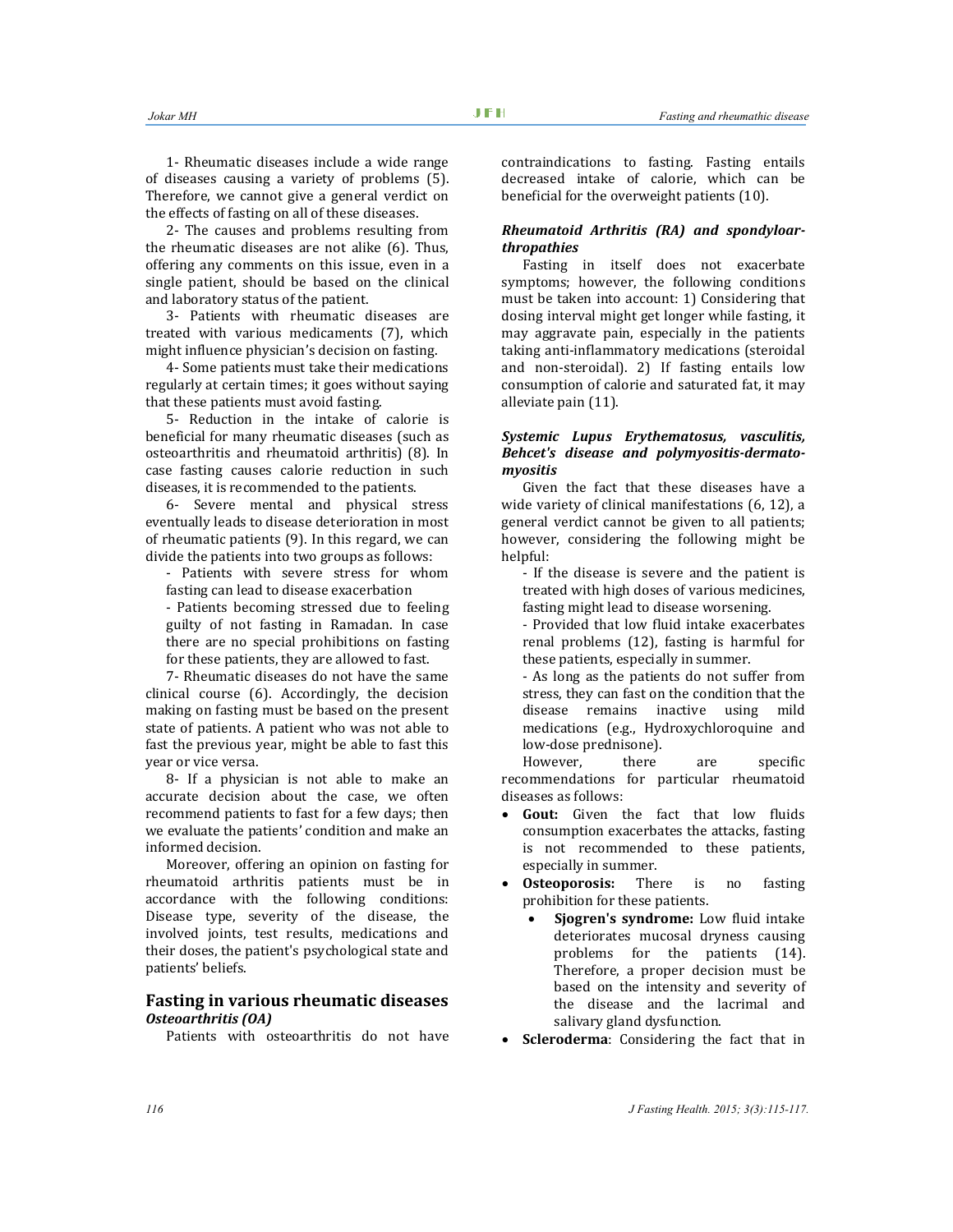1- Rheumatic diseases include a wide range of diseases causing a variety of problems (5). Therefore, we cannot give a general verdict on the effects of fasting on all of these diseases.

2- The causes and problems resulting from the rheumatic diseases are not alike (6). Thus, offering any comments on this issue, even in a single patient, should be based on the clinical and laboratory status of the patient.

3- Patients with rheumatic diseases are treated with various medicaments (7), which might influence physician's decision on fasting.

4- Some patients must take their medications regularly at certain times; it goes without saying that these patients must avoid fasting.

5- Reduction in the intake of calorie is beneficial for many rheumatic diseases (such as osteoarthritis and rheumatoid arthritis) (8). In case fasting causes calorie reduction in such diseases, it is recommended to the patients.

6- Severe mental and physical stress eventually leads to disease deterioration in most of rheumatic patients (9). In this regard, we can divide the patients into two groups as follows:

- Patients with severe stress for whom fasting can lead to disease exacerbation
- Patients becoming stressed due to feeling guilty of not fasting in Ramadan. In case there are no special prohibitions on fasting for these patients, they are allowed to fast.

7- Rheumatic diseases do not have the same clinical course (6). Accordingly, the decision making on fasting must be based on the present state of patients. A patient who was not able to fast the previous year, might be able to fast this year or vice versa.

8- If a physician is not able to make an accurate decision about the case, we often recommend patients to fast for a few days; then we evaluate the patients' condition and make an informed decision.

Moreover, offering an opinion on fasting for rheumatoid arthritis patients must be in accordance with the following conditions: Disease type, severity of the disease, the involved joints, test results, medications and their doses, the patient's psychological state and patients' beliefs.

## Fasting in various rheumatic diseases

### *Osteoarthritis (OA)*

Patients with osteoarthritis do not have contraindications to fasting. Fasting entails decreased intake of calorie, which can be beneficial for the overweight patients (10).

### *Rheumatoid Arthritis (RA) and spondyloarthropathies*

Fasting in itself does not exacerbate symptoms; however, the following conditions must be taken into account: 1) Considering that dosing interval might get longer while fasting, it may aggravate pain, especially in the patients taking anti-inflammatory medications (steroidal and non-steroidal). 2) If fasting entails low consumption of calorie and saturated fat, it may alleviate pain (11).

### *Systemic Lupus Erythematosus, vasculitis, Behcet's disease and polymyositis-dermatomyositis*

Given the fact that these diseases have a wide variety of clinical manifestations (6, 12), a general verdict cannot be given to all patients; however, considering the following might be helpful:

- If the disease is severe and the patient is treated with high doses of various medicines, fasting might lead to disease worsening.
- Provided that low fluid intake exacerbates renal problems (12), fasting is harmful for these patients, especially in summer.
- As long as the patients do not suffer from stress, they can fast on the condition that the disease remains inactive using mild medications (e.g., Hydroxychloroquine and low-dose prednisone).

However, there are specific recommendations for particular rheumatoid diseases as follows:

- **Gout:** Given the fact that low fluids consumption exacerbates the attacks, fasting is not recommended to these patients, especially in summer.
- **Osteoporosis:** There is no fasting prohibition for these patients.
  - **Sjogren's syndrome:** Low fluid intake deteriorates mucosal dryness causing problems for the patients (14). Therefore, a proper decision must be based on the intensity and severity of the disease and the lacrimal and salivary gland dysfunction.
- **Scleroderma**: Considering the fact that in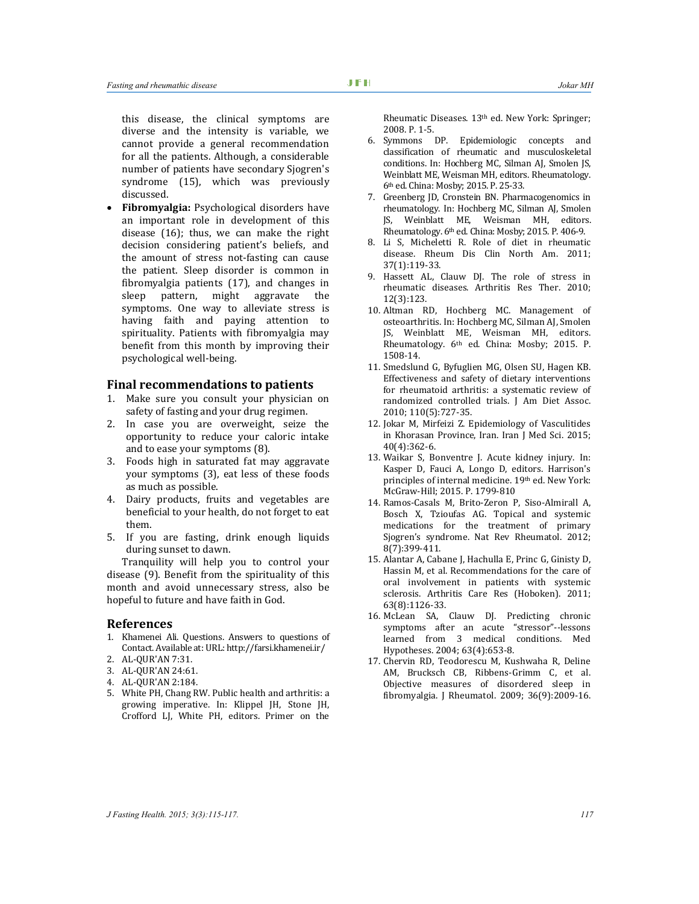this disease, the clinical symptoms are diverse and the intensity is variable, we cannot provide a general recommendation for all the patients. Although, a considerable number of patients have secondary Sjogren's syndrome (15), which was previously discussed.

- **Fibromyalgia:** Psychological disorders have an important role in development of this disease (16); thus, we can make the right decision considering patient's beliefs, and the amount of stress not-fasting can cause the patient. Sleep disorder is common in fibromyalgia patients (17), and changes in sleep pattern, might aggravate the symptoms. One way to alleviate stress is having faith and paying attention to spirituality. Patients with fibromyalgia may benefit from this month by improving their psychological well-being.

## Final recommendations to patients

1. Make sure you consult your physician on safety of fasting and your drug regimen.
2. In case you are overweight, seize the opportunity to reduce your caloric intake and to ease your symptoms (8).
3. Foods high in saturated fat may aggravate your symptoms (3), eat less of these foods as much as possible.
4. Dairy products, fruits and vegetables are beneficial to your health, do not forget to eat them.
5. If you are fasting, drink enough liquids during sunset to dawn.

Tranquility will help you to control your disease (9). Benefit from the spirituality of this month and avoid unnecessary stress, also be hopeful to future and have faith in God.

## References

1. Khamenei Ali. Questions. Answers to questions of Contact. Available at: URL: http://farsi.khamenei.ir/
2. AL-QUR'AN 7:31.
3. AL-QUR'AN 24:61.
4. AL-QUR'AN 2:184.
5. White PH, Chang RW. Public health and arthritis: a growing imperative. In: Klippel JH, Stone JH, Crofford LJ, White PH, editors. Primer on the Rheumatic Diseases. 13th ed. New York: Springer; 2008. P. 1-5.
6. Symmons DP. Epidemiologic concepts and classification of rheumatic and musculoskeletal conditions. In: Hochberg MC, Silman AJ, Smolen JS, Weinblatt ME, Weisman MH, editors. Rheumatology. 6th ed. China: Mosby; 2015. P. 25-33.
7. Greenberg JD, Cronstein BN. Pharmacogenomics in rheumatology. In: Hochberg MC, Silman AJ, Smolen JS, Weinblatt ME, Weisman MH, editors. Rheumatology. 6th ed. China: Mosby; 2015. P. 406-9.
8. Li S, Micheletti R. Role of diet in rheumatic disease. Rheum Dis Clin North Am. 2011; 37(1):119-33.
9. Hassett AL, Clauw DJ. The role of stress in rheumatic diseases. Arthritis Res Ther. 2010; 12(3):123.
10. Altman RD, Hochberg MC. Management of osteoarthritis. In: Hochberg MC, Silman AJ, Smolen JS, Weinblatt ME, Weisman MH, editors. Rheumatology. 6th ed. China: Mosby; 2015. P. 1508-14.
11. Smedslund G, Byfuglien MG, Olsen SU, Hagen KB. Effectiveness and safety of dietary interventions for rheumatoid arthritis: a systematic review of randomized controlled trials. J Am Diet Assoc. 2010; 110(5):727-35.
12. Jokar M, Mirfeizi Z. Epidemiology of Vasculitides in Khorasan Province, Iran. Iran J Med Sci. 2015; 40(4):362-6.
13. Waikar S, Bonventre J. Acute kidney injury. In: Kasper D, Fauci A, Longo D, editors. Harrison's principles of internal medicine. 19th ed. New York: McGraw-Hill; 2015. P. 1799-810
14. Ramos-Casals M, Brito-Zeron P, Siso-Almirall A, Bosch X, Tzioufas AG. Topical and systemic medications for the treatment of primary Sjogren's syndrome. Nat Rev Rheumatol. 2012; 8(7):399-411.
15. Alantar A, Cabane J, Hachulla E, Princ G, Ginisty D, Hassin M, et al. Recommendations for the care of oral involvement in patients with systemic sclerosis. Arthritis Care Res (Hoboken). 2011; 63(8):1126-33.
16. McLean SA, Clauw DJ. Predicting chronic symptoms after an acute "stressor"--lessons learned from 3 medical conditions. Med Hypotheses. 2004; 63(4):653-8.
17. Chervin RD, Teodorescu M, Kushwaha R, Deline AM, Brucksch CB, Ribbens-Grimm C, et al. Objective measures of disordered sleep in fibromyalgia. J Rheumatol. 2009; 36(9):2009-16.